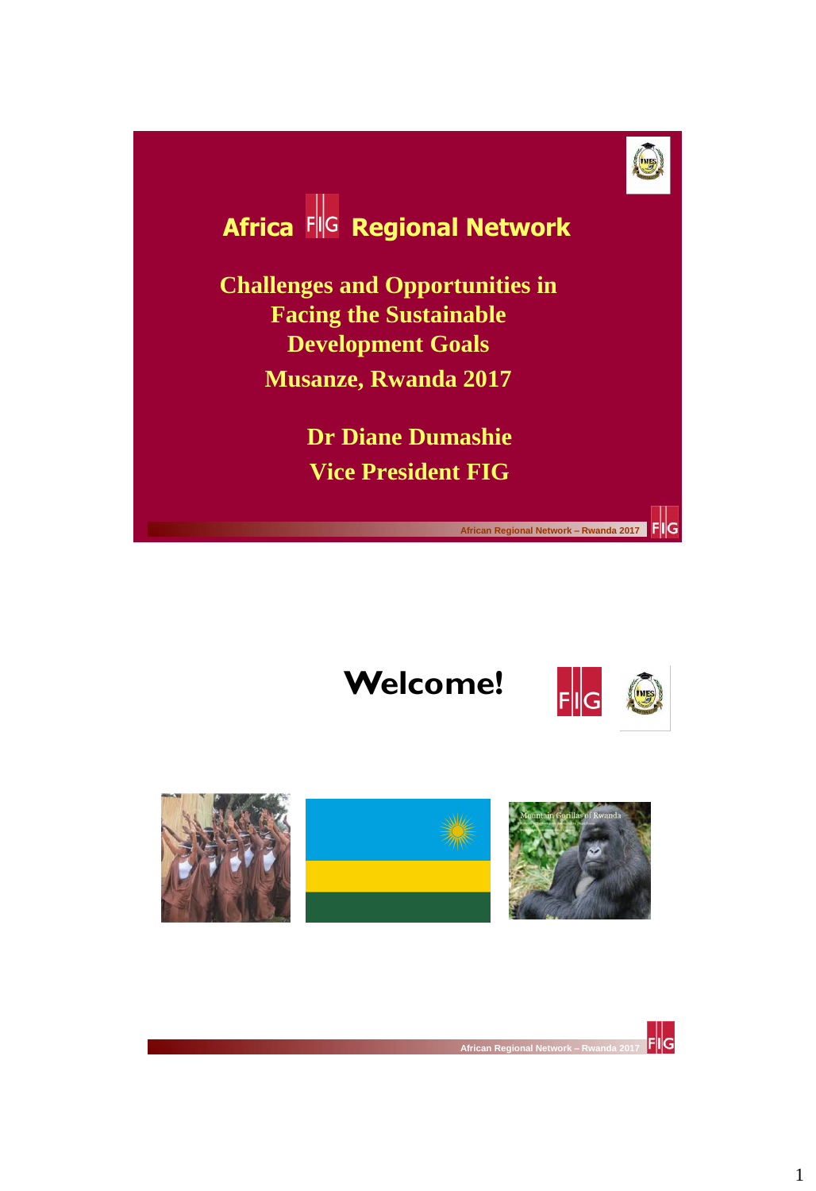# Africa FIG Regional Network

## Challenges and Opportunities in Facing the Sustainable Development Goals

## Musanze, Rwanda 2017

**Dr Diane Dumashie**

**Vice President FIG**

# Welcome!

Mountain Gorillas of Rwanda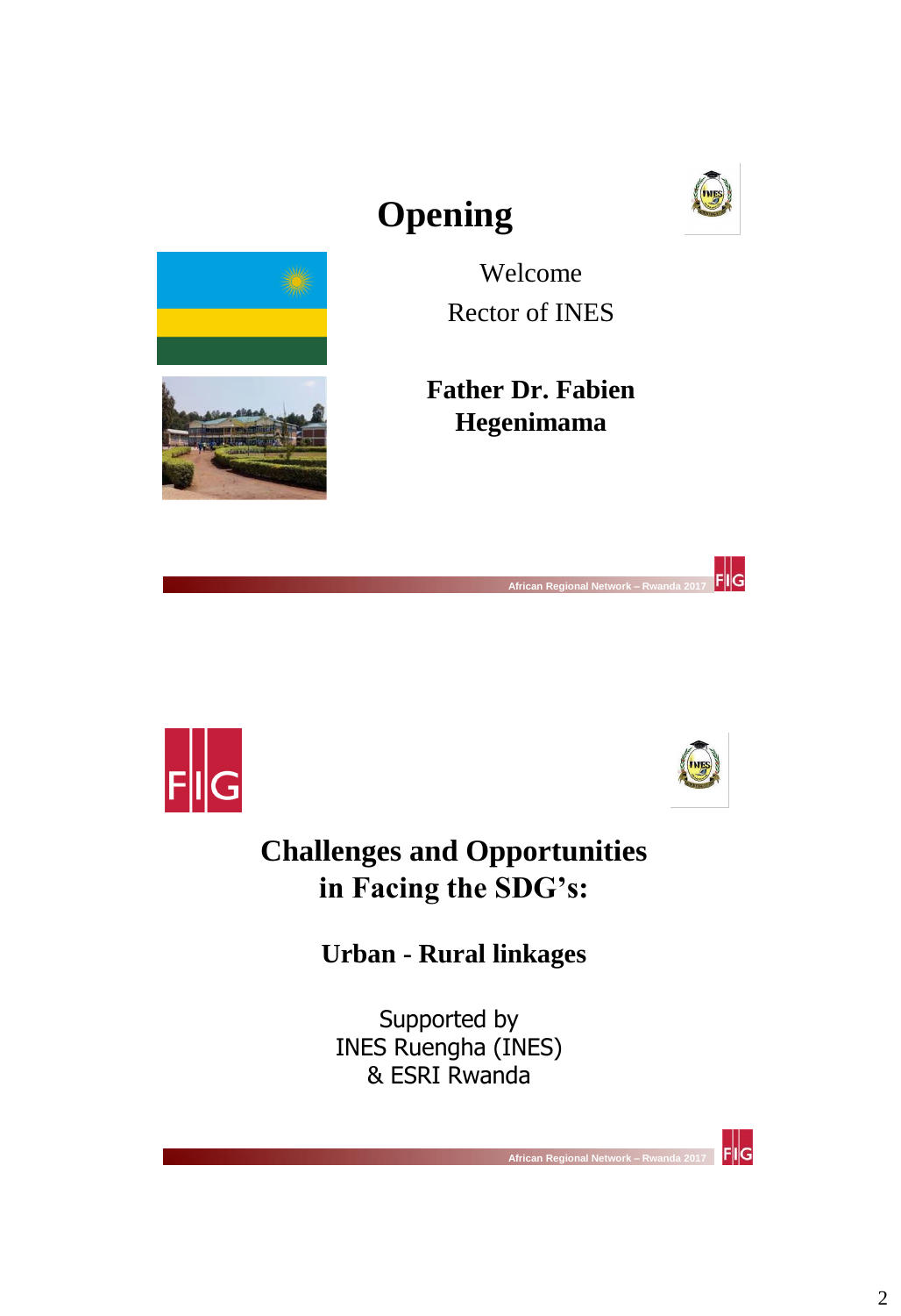# Opening

Welcome

Rector of INES

**Father Dr. Fabien Hegenimama**

# Challenges and Opportunities in Facing the SDG's:

## Urban - Rural linkages

Supported by
INES Ruengha (INES)
& ESRI Rwanda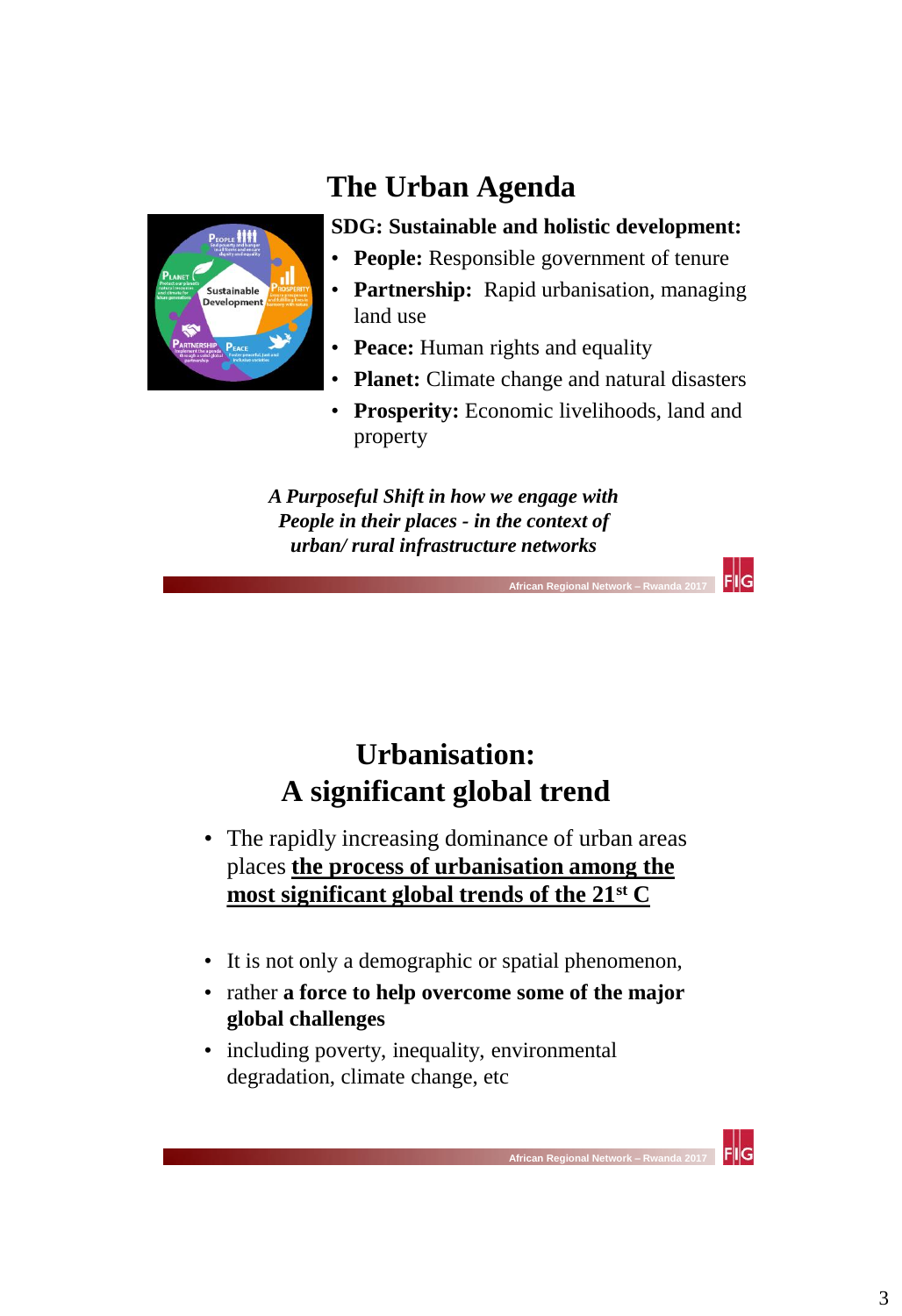# The Urban Agenda

**SDG: Sustainable and holistic development:**

- **People:** Responsible government of tenure
- **Partnership:** Rapid urbanisation, managing land use
- **Peace:** Human rights and equality
- **Planet:** Climate change and natural disasters
- **Prosperity:** Economic livelihoods, land and property

***A Purposeful Shift in how we engage with People in their places - in the context of urban/ rural infrastructure networks***

# Urbanisation: A significant global trend

- The rapidly increasing dominance of urban areas places **the process of urbanisation among the most significant global trends of the 21st C**
- It is not only a demographic or spatial phenomenon,
- rather **a force to help overcome some of the major global challenges**
- including poverty, inequality, environmental degradation, climate change, etc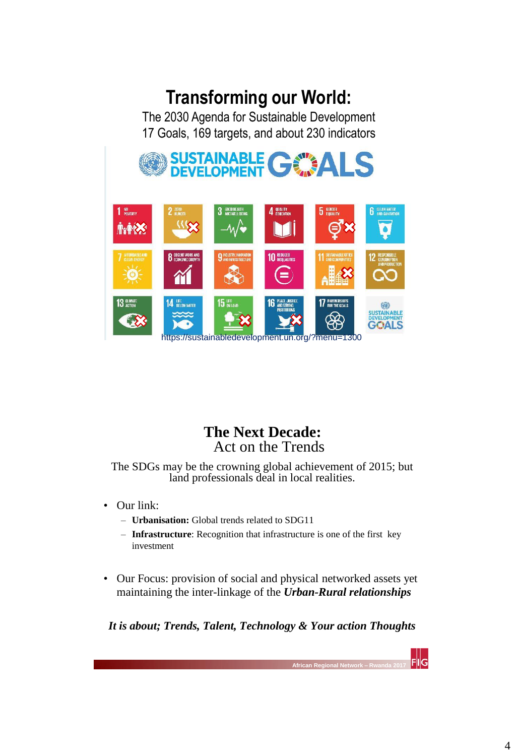# Transforming our World:

The 2030 Agenda for Sustainable Development

17 Goals, 169 targets, and about 230 indicators

https://sustainabledevelopment.un.org/?menu=1300

## The Next Decade:

Act on the Trends

The SDGs may be the crowning global achievement of 2015; but land professionals deal in local realities.

- Our link:
  - **Urbanisation:** Global trends related to SDG11
  - **Infrastructure**: Recognition that infrastructure is one of the first key investment
- Our Focus: provision of social and physical networked assets yet maintaining the inter-linkage of the ***Urban-Rural relationships***

***It is about; Trends, Talent, Technology & Your action Thoughts***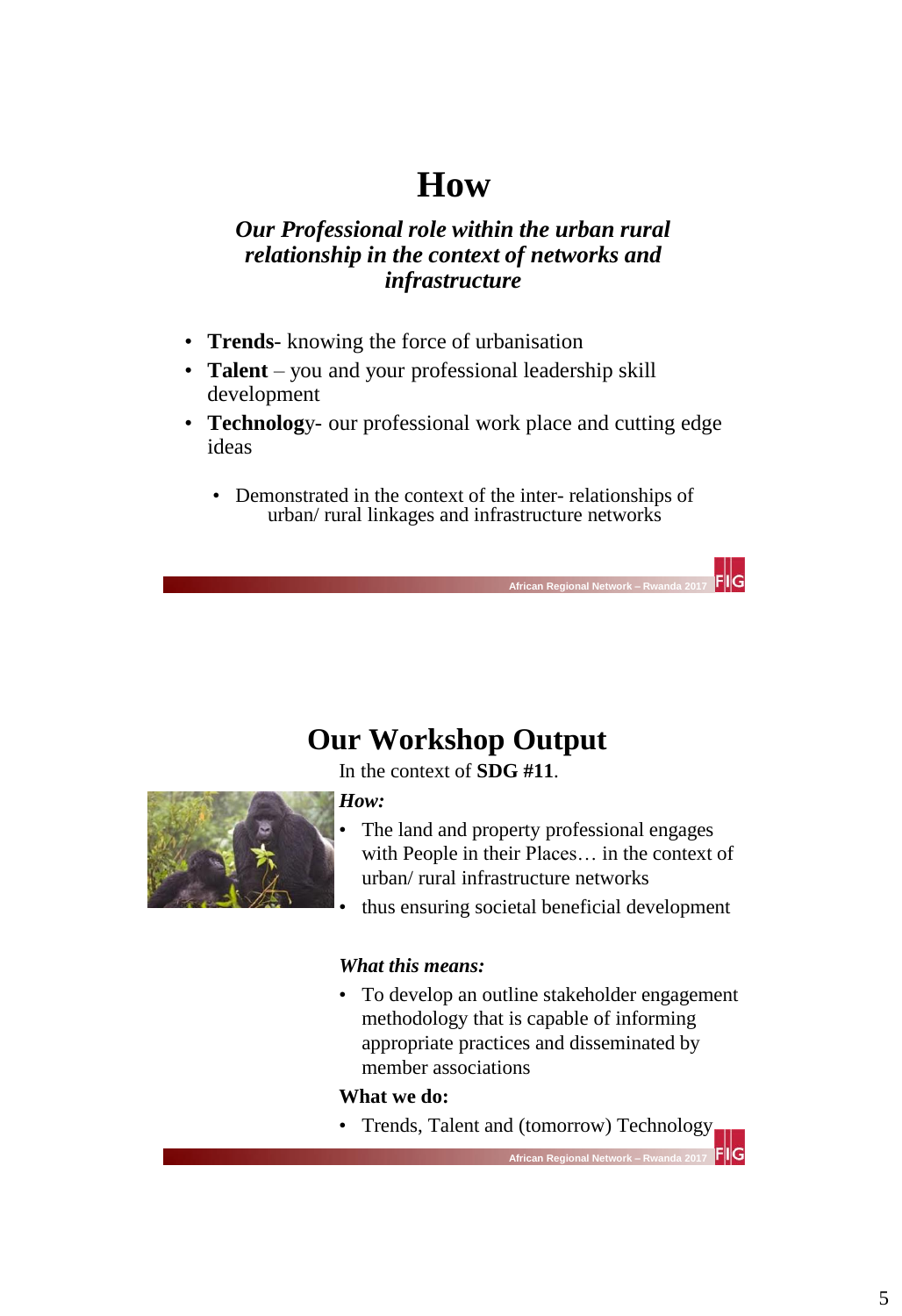# How

***Our Professional role within the urban rural relationship in the context of networks and infrastructure***

- **Trends**- knowing the force of urbanisation
- **Talent** – you and your professional leadership skill development
- **Technolog**y- our professional work place and cutting edge ideas
  - Demonstrated in the context of the inter- relationships of urban/ rural linkages and infrastructure networks

# Our Workshop Output

In the context of **SDG #11**.

***How:***

- The land and property professional engages with People in their Places… in the context of urban/ rural infrastructure networks
- thus ensuring societal beneficial development

***What this means:***

- To develop an outline stakeholder engagement methodology that is capable of informing appropriate practices and disseminated by member associations

**What we do:**

- Trends, Talent and (tomorrow) Technology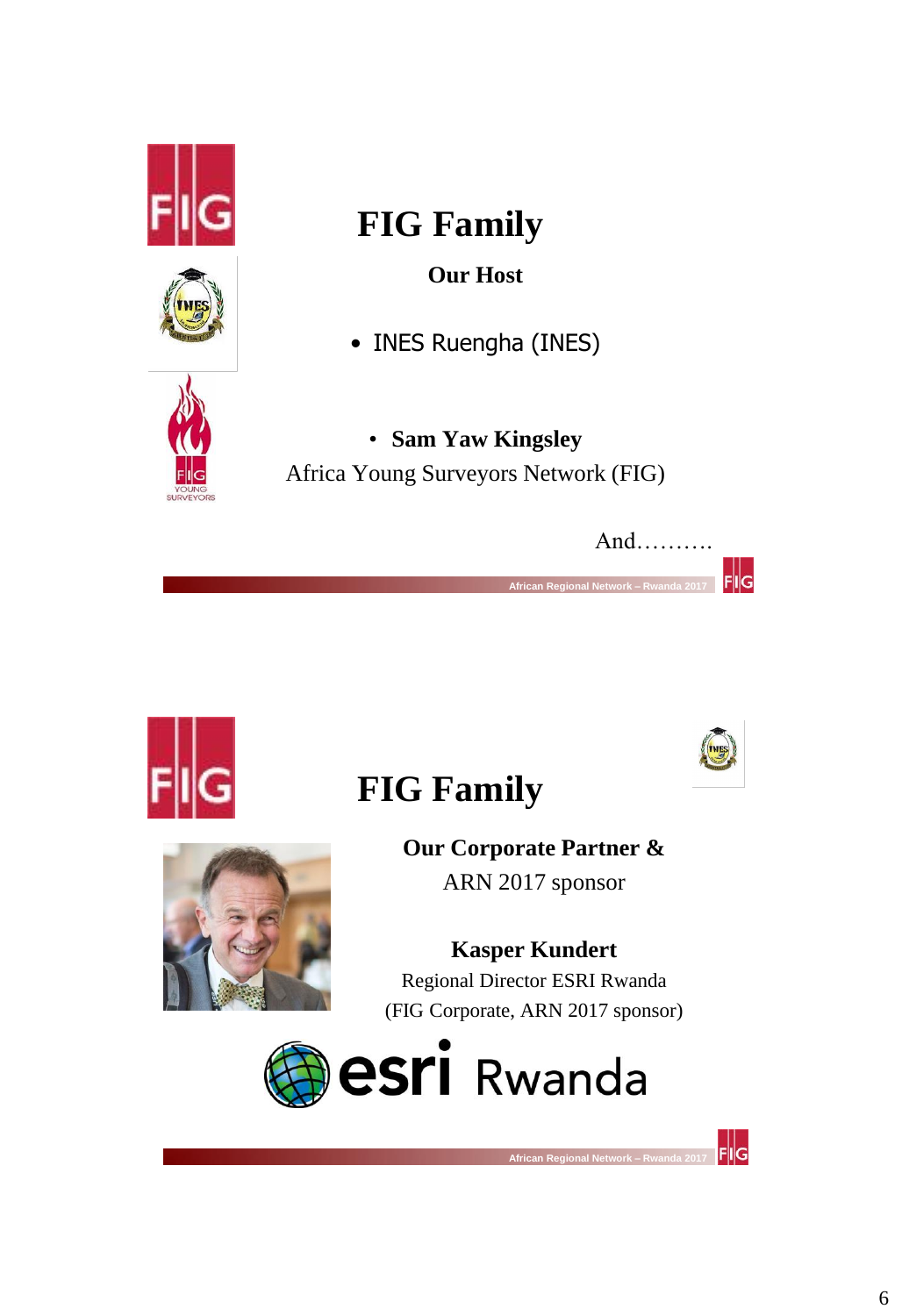# FIG Family

**Our Host**

- INES Ruengha (INES)

- **Sam Yaw Kingsley**

Africa Young Surveyors Network (FIG)

And……….

# FIG Family

**Our Corporate Partner &**

ARN 2017 sponsor

**Kasper Kundert**

Regional Director ESRI Rwanda

(FIG Corporate, ARN 2017 sponsor)

esri Rwanda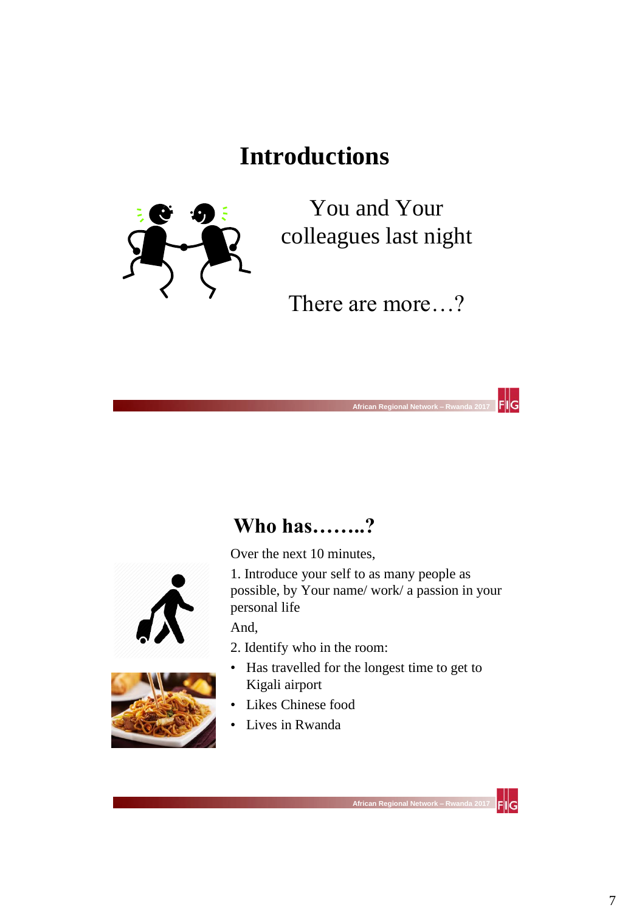# Introductions

You and Your colleagues last night

There are more…?

# Who has……..?

Over the next 10 minutes,

1. Introduce your self to as many people as possible, by Your name/ work/ a passion in your personal life

And,

2. Identify who in the room:

- Has travelled for the longest time to get to Kigali airport
- Likes Chinese food
- Lives in Rwanda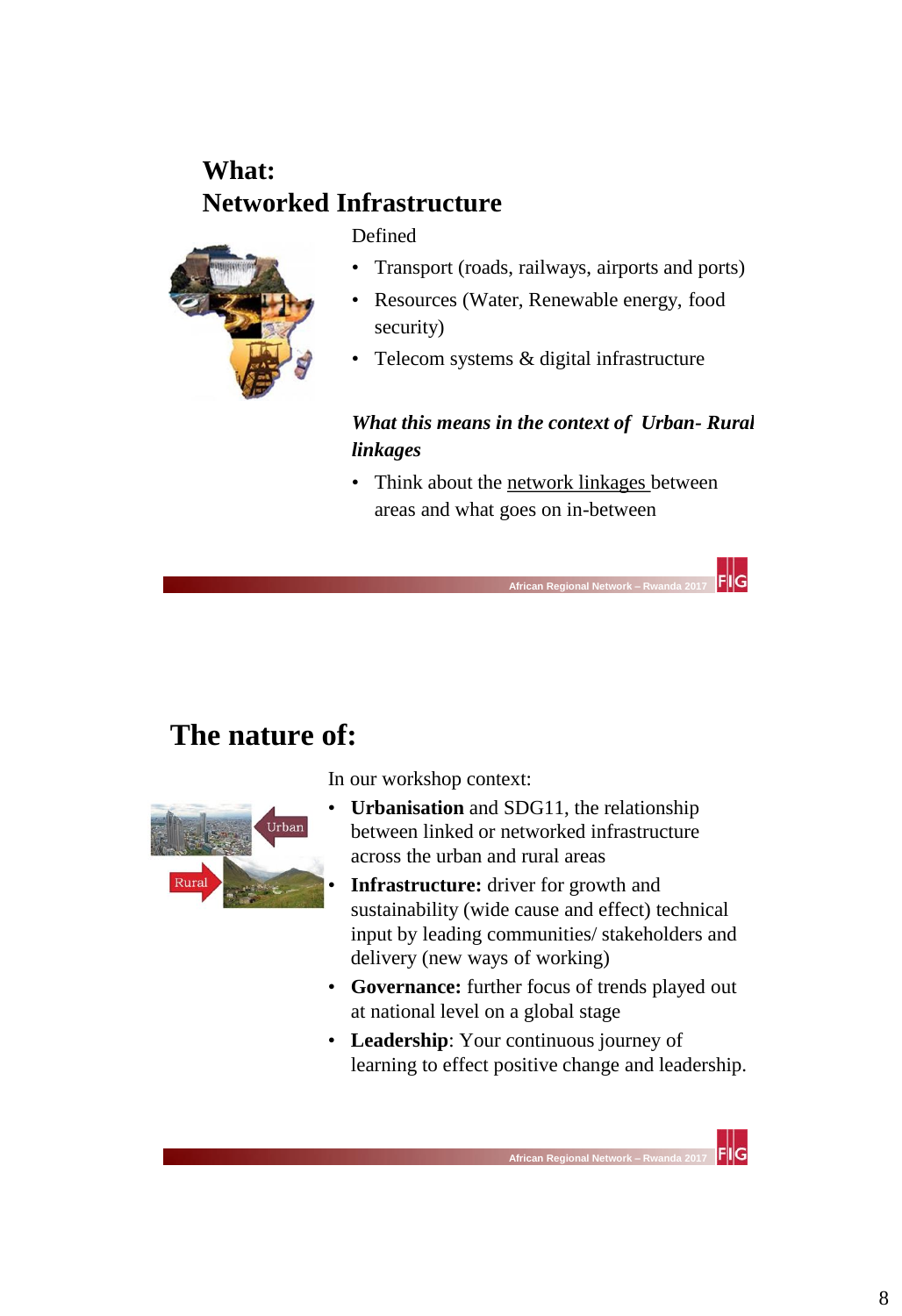## What:
## Networked Infrastructure

Defined

- Transport (roads, railways, airports and ports)
- Resources (Water, Renewable energy, food security)
- Telecom systems & digital infrastructure

***What this means in the context of Urban- Rural linkages***

- Think about the network linkages between areas and what goes on in-between

## The nature of:

In our workshop context:

- **Urbanisation** and SDG11, the relationship between linked or networked infrastructure across the urban and rural areas
- **Infrastructure:** driver for growth and sustainability (wide cause and effect) technical input by leading communities/ stakeholders and delivery (new ways of working)
- **Governance:** further focus of trends played out at national level on a global stage
- **Leadership**: Your continuous journey of learning to effect positive change and leadership.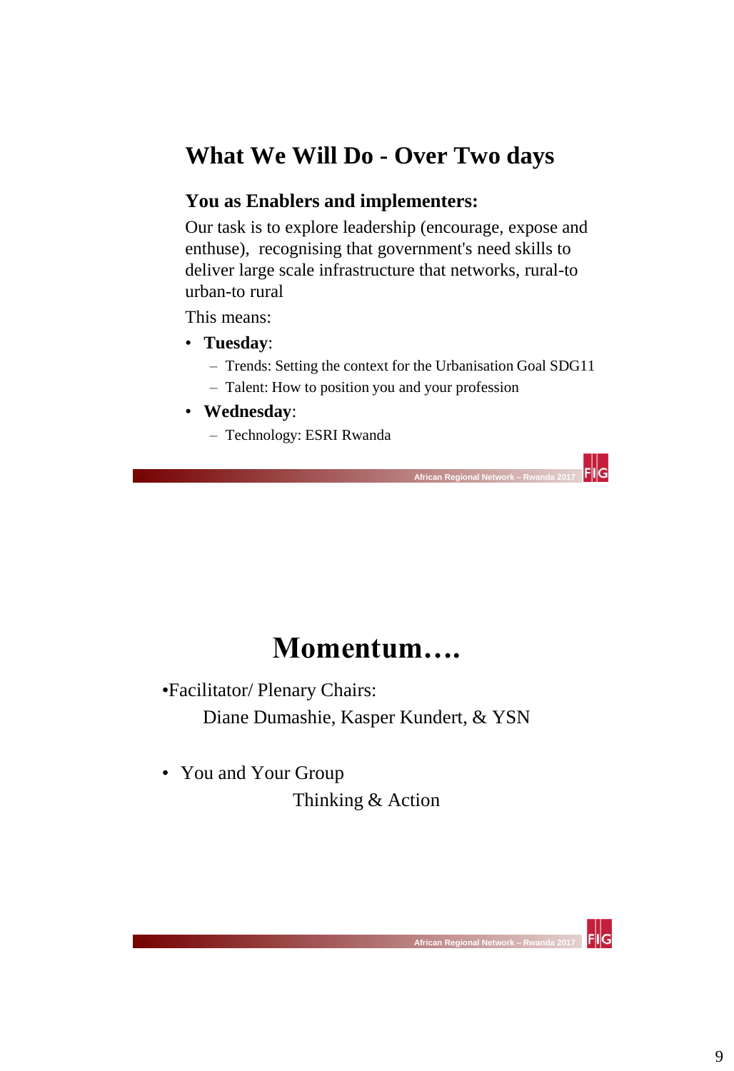## What We Will Do - Over Two days

**You as Enablers and implementers:**

Our task is to explore leadership (encourage, expose and enthuse), recognising that government's need skills to deliver large scale infrastructure that networks, rural-to urban-to rural

This means:

- **Tuesday**:
  - Trends: Setting the context for the Urbanisation Goal SDG11
  - Talent: How to position you and your profession
- **Wednesday**:
  - Technology: ESRI Rwanda

## Momentum….

- Facilitator/ Plenary Chairs:

  Diane Dumashie, Kasper Kundert, & YSN

- You and Your Group

  Thinking & Action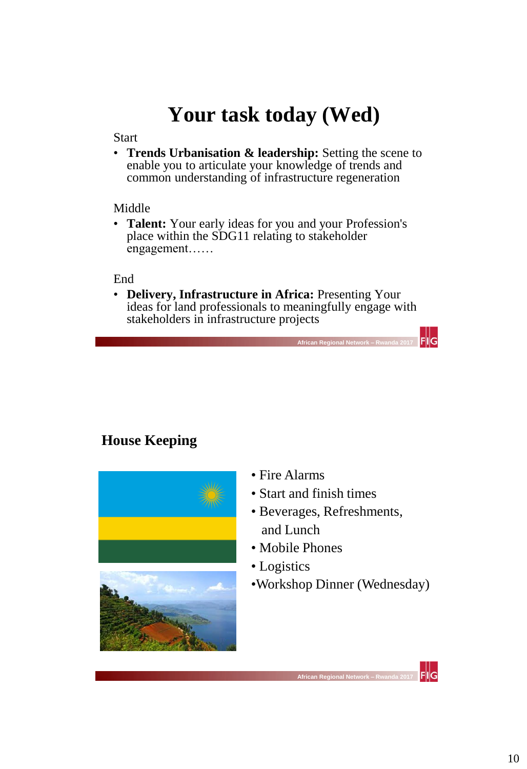# Your task today (Wed)

Start

- **Trends Urbanisation & leadership:** Setting the scene to enable you to articulate your knowledge of trends and common understanding of infrastructure regeneration

Middle

- **Talent:** Your early ideas for you and your Profession's place within the SDG11 relating to stakeholder engagement……

End

- **Delivery, Infrastructure in Africa:** Presenting Your ideas for land professionals to meaningfully engage with stakeholders in infrastructure projects

## House Keeping

- Fire Alarms
- Start and finish times
- Beverages, Refreshments, and Lunch
- Mobile Phones
- Logistics
- Workshop Dinner (Wednesday)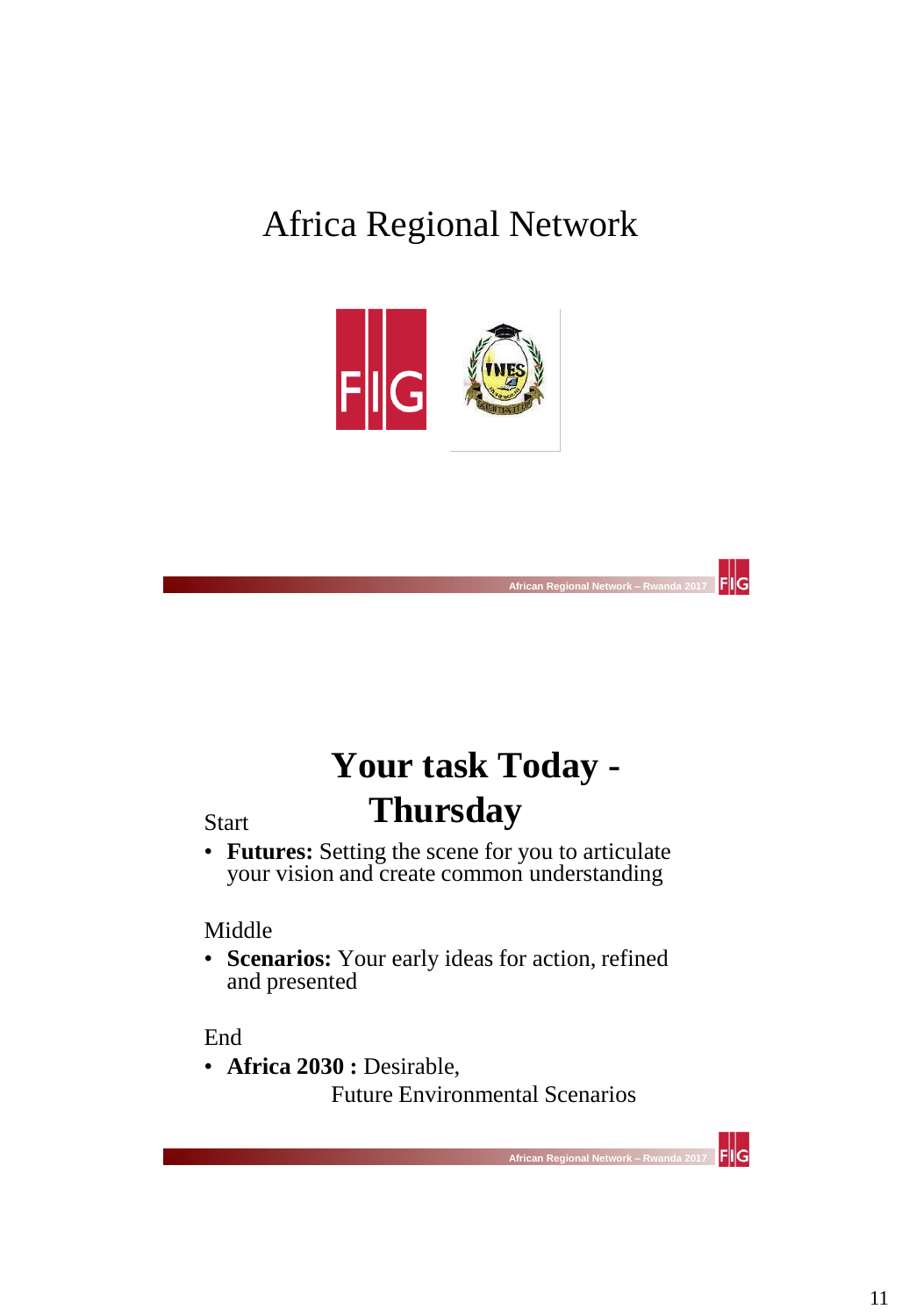# Africa Regional Network

# Your task Today - Thursday

Start

- **Futures:** Setting the scene for you to articulate your vision and create common understanding

Middle

- **Scenarios:** Your early ideas for action, refined and presented

End

- **Africa 2030 :** Desirable,
  Future Environmental Scenarios